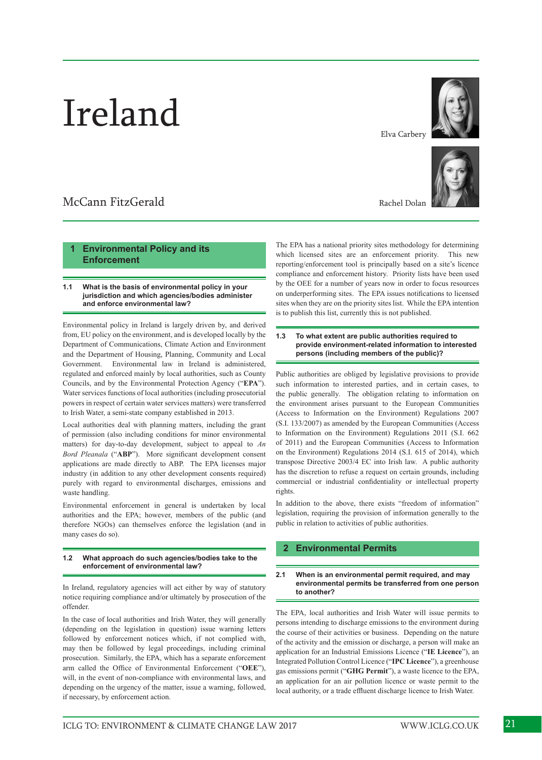# Ireland

Elva Carbery

Rachel Dolan

McCann FitzGerald

## 1 Environmental Policy and its Enforcement

### 1.1 What is the basis of environmental policy in your jurisdiction and which agencies/bodies administer and enforce environmental law?

Environmental policy in Ireland is largely driven by, and derived from, EU policy on the environment, and is developed locally by the Department of Communications, Climate Action and Environment and the Department of Housing, Planning, Community and Local Government. Environmental law in Ireland is administered, regulated and enforced mainly by local authorities, such as County Councils, and by the Environmental Protection Agency ("**EPA**"). Water services functions of local authorities (including prosecutorial powers in respect of certain water services matters) were transferred to Irish Water, a semi-state company established in 2013.

Local authorities deal with planning matters, including the grant of permission (also including conditions for minor environmental matters) for day-to-day development, subject to appeal to *An Bord Pleanala* ("**ABP**"). More significant development consent applications are made directly to ABP. The EPA licenses major industry (in addition to any other development consents required) purely with regard to environmental discharges, emissions and waste handling.

Environmental enforcement in general is undertaken by local authorities and the EPA; however, members of the public (and therefore NGOs) can themselves enforce the legislation (and in many cases do so).

### 1.2 What approach do such agencies/bodies take to the enforcement of environmental law?

In Ireland, regulatory agencies will act either by way of statutory notice requiring compliance and/or ultimately by prosecution of the offender.

In the case of local authorities and Irish Water, they will generally (depending on the legislation in question) issue warning letters followed by enforcement notices which, if not complied with, may then be followed by legal proceedings, including criminal prosecution. Similarly, the EPA, which has a separate enforcement arm called the Office of Environmental Enforcement ("**OEE**"), will, in the event of non-compliance with environmental laws, and depending on the urgency of the matter, issue a warning, followed, if necessary, by enforcement action.

The EPA has a national priority sites methodology for determining which licensed sites are an enforcement priority. This new reporting/enforcement tool is principally based on a site's licence compliance and enforcement history. Priority lists have been used by the OEE for a number of years now in order to focus resources on underperforming sites. The EPA issues notifications to licensed sites when they are on the priority sites list. While the EPA intention is to publish this list, currently this is not published.

### 1.3 To what extent are public authorities required to provide environment-related information to interested persons (including members of the public)?

Public authorities are obliged by legislative provisions to provide such information to interested parties, and in certain cases, to the public generally. The obligation relating to information on the environment arises pursuant to the European Communities (Access to Information on the Environment) Regulations 2007 (S.I. 133/2007) as amended by the European Communities (Access to Information on the Environment) Regulations 2011 (S.I. 662 of 2011) and the European Communities (Access to Information on the Environment) Regulations 2014 (S.I. 615 of 2014), which transpose Directive 2003/4 EC into Irish law. A public authority has the discretion to refuse a request on certain grounds, including commercial or industrial confidentiality or intellectual property rights.

In addition to the above, there exists "freedom of information" legislation, requiring the provision of information generally to the public in relation to activities of public authorities.

## 2 Environmental Permits

### 2.1 When is an environmental permit required, and may environmental permits be transferred from one person to another?

The EPA, local authorities and Irish Water will issue permits to persons intending to discharge emissions to the environment during the course of their activities or business. Depending on the nature of the activity and the emission or discharge, a person will make an application for an Industrial Emissions Licence ("**IE Licence**"), an Integrated Pollution Control Licence ("**IPC Licence**"), a greenhouse gas emissions permit ("**GHG Permit**"), a waste licence to the EPA, an application for an air pollution licence or waste permit to the local authority, or a trade effluent discharge licence to Irish Water.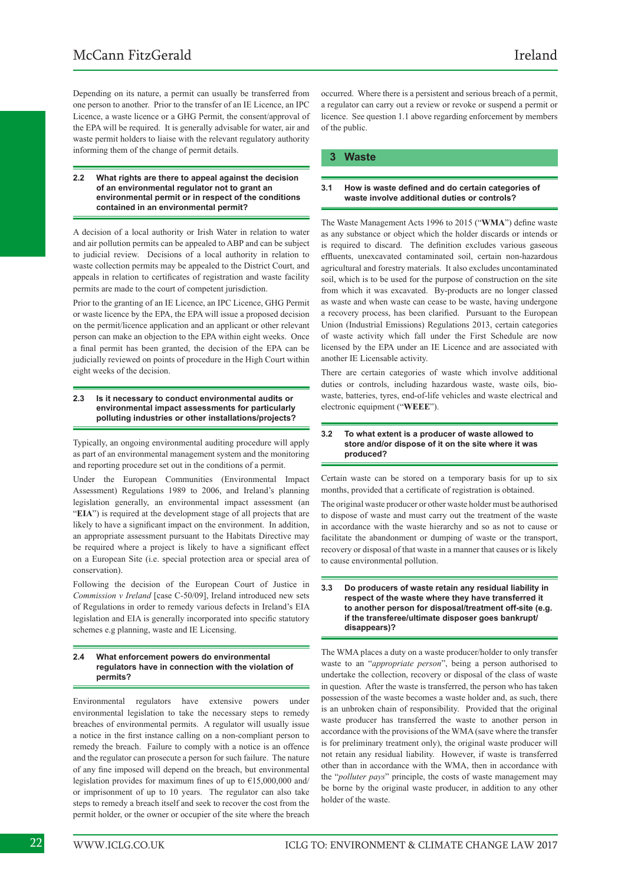Depending on its nature, a permit can usually be transferred from one person to another. Prior to the transfer of an IE Licence, an IPC Licence, a waste licence or a GHG Permit, the consent/approval of the EPA will be required. It is generally advisable for water, air and waste permit holders to liaise with the relevant regulatory authority informing them of the change of permit details.

### 2.2 What rights are there to appeal against the decision of an environmental regulator not to grant an environmental permit or in respect of the conditions contained in an environmental permit?

A decision of a local authority or Irish Water in relation to water and air pollution permits can be appealed to ABP and can be subject to judicial review. Decisions of a local authority in relation to waste collection permits may be appealed to the District Court, and appeals in relation to certificates of registration and waste facility permits are made to the court of competent jurisdiction.

Prior to the granting of an IE Licence, an IPC Licence, GHG Permit or waste licence by the EPA, the EPA will issue a proposed decision on the permit/licence application and an applicant or other relevant person can make an objection to the EPA within eight weeks. Once a final permit has been granted, the decision of the EPA can be judicially reviewed on points of procedure in the High Court within eight weeks of the decision.

### 2.3 Is it necessary to conduct environmental audits or environmental impact assessments for particularly polluting industries or other installations/projects?

Typically, an ongoing environmental auditing procedure will apply as part of an environmental management system and the monitoring and reporting procedure set out in the conditions of a permit.

Under the European Communities (Environmental Impact Assessment) Regulations 1989 to 2006, and Ireland's planning legislation generally, an environmental impact assessment (an "**EIA**") is required at the development stage of all projects that are likely to have a significant impact on the environment. In addition, an appropriate assessment pursuant to the Habitats Directive may be required where a project is likely to have a significant effect on a European Site (i.e. special protection area or special area of conservation).

Following the decision of the European Court of Justice in *Commission v Ireland* [case C-50/09], Ireland introduced new sets of Regulations in order to remedy various defects in Ireland's EIA legislation and EIA is generally incorporated into specific statutory schemes e.g planning, waste and IE Licensing.

### 2.4 What enforcement powers do environmental regulators have in connection with the violation of permits?

Environmental regulators have extensive powers under environmental legislation to take the necessary steps to remedy breaches of environmental permits. A regulator will usually issue a notice in the first instance calling on a non-compliant person to remedy the breach. Failure to comply with a notice is an offence and the regulator can prosecute a person for such failure. The nature of any fine imposed will depend on the breach, but environmental legislation provides for maximum fines of up to €15,000,000 and/or imprisonment of up to 10 years. The regulator can also take steps to remedy a breach itself and seek to recover the cost from the permit holder, or the owner or occupier of the site where the breach occurred. Where there is a persistent and serious breach of a permit, a regulator can carry out a review or revoke or suspend a permit or licence. See question 1.1 above regarding enforcement by members of the public.

## 3 Waste

### 3.1 How is waste defined and do certain categories of waste involve additional duties or controls?

The Waste Management Acts 1996 to 2015 ("**WMA**") define waste as any substance or object which the holder discards or intends or is required to discard. The definition excludes various gaseous effluents, unexcavated contaminated soil, certain non-hazardous agricultural and forestry materials. It also excludes uncontaminated soil, which is to be used for the purpose of construction on the site from which it was excavated. By-products are no longer classed as waste and when waste can cease to be waste, having undergone a recovery process, has been clarified. Pursuant to the European Union (Industrial Emissions) Regulations 2013, certain categories of waste activity which fall under the First Schedule are now licensed by the EPA under an IE Licence and are associated with another IE Licensable activity.

There are certain categories of waste which involve additional duties or controls, including hazardous waste, waste oils, bio-waste, batteries, tyres, end-of-life vehicles and waste electrical and electronic equipment ("**WEEE**").

### 3.2 To what extent is a producer of waste allowed to store and/or dispose of it on the site where it was produced?

Certain waste can be stored on a temporary basis for up to six months, provided that a certificate of registration is obtained.

The original waste producer or other waste holder must be authorised to dispose of waste and must carry out the treatment of the waste in accordance with the waste hierarchy and so as not to cause or facilitate the abandonment or dumping of waste or the transport, recovery or disposal of that waste in a manner that causes or is likely to cause environmental pollution.

### 3.3 Do producers of waste retain any residual liability in respect of the waste where they have transferred it to another person for disposal/treatment off-site (e.g. if the transferee/ultimate disposer goes bankrupt/disappears)?

The WMA places a duty on a waste producer/holder to only transfer waste to an "*appropriate person*", being a person authorised to undertake the collection, recovery or disposal of the class of waste in question. After the waste is transferred, the person who has taken possession of the waste becomes a waste holder and, as such, there is an unbroken chain of responsibility. Provided that the original waste producer has transferred the waste to another person in accordance with the provisions of the WMA (save where the transfer is for preliminary treatment only), the original waste producer will not retain any residual liability. However, if waste is transferred other than in accordance with the WMA, then in accordance with the "*polluter pays*" principle, the costs of waste management may be borne by the original waste producer, in addition to any other holder of the waste.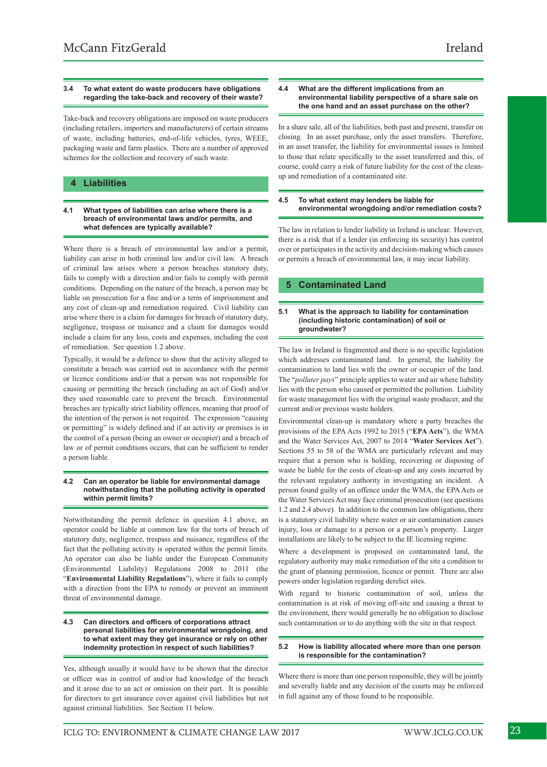### 3.4 To what extent do waste producers have obligations regarding the take-back and recovery of their waste?

Take-back and recovery obligations are imposed on waste producers (including retailers, importers and manufacturers) of certain streams of waste, including batteries, end-of-life vehicles, tyres, WEEE, packaging waste and farm plastics. There are a number of approved schemes for the collection and recovery of such waste.

## 4 Liabilities

### 4.1 What types of liabilities can arise where there is a breach of environmental laws and/or permits, and what defences are typically available?

Where there is a breach of environmental law and/or a permit, liability can arise in both criminal law and/or civil law. A breach of criminal law arises where a person breaches statutory duty, fails to comply with a direction and/or fails to comply with permit conditions. Depending on the nature of the breach, a person may be liable on prosecution for a fine and/or a term of imprisonment and any cost of clean-up and remediation required. Civil liability can arise where there is a claim for damages for breach of statutory duty, negligence, trespass or nuisance and a claim for damages would include a claim for any loss, costs and expenses, including the cost of remediation. See question 1.2 above.

Typically, it would be a defence to show that the activity alleged to constitute a breach was carried out in accordance with the permit or licence conditions and/or that a person was not responsible for causing or permitting the breach (including an act of God) and/or they used reasonable care to prevent the breach. Environmental breaches are typically strict liability offences, meaning that proof of the intention of the person is not required. The expression "causing or permitting" is widely defined and if an activity or premises is in the control of a person (being an owner or occupier) and a breach of law or of permit conditions occurs, that can be sufficient to render a person liable.

### 4.2 Can an operator be liable for environmental damage notwithstanding that the polluting activity is operated within permit limits?

Notwithstanding the permit defence in question 4.1 above, an operator could be liable at common law for the torts of breach of statutory duty, negligence, trespass and nuisance, regardless of the fact that the polluting activity is operated within the permit limits. An operator can also be liable under the European Community (Environmental Liability) Regulations 2008 to 2011 (the "**Environmental Liability Regulations**"), where it fails to comply with a direction from the EPA to remedy or prevent an imminent threat of environmental damage.

### 4.3 Can directors and officers of corporations attract personal liabilities for environmental wrongdoing, and to what extent may they get insurance or rely on other indemnity protection in respect of such liabilities?

Yes, although usually it would have to be shown that the director or officer was in control of and/or had knowledge of the breach and it arose due to an act or omission on their part. It is possible for directors to get insurance cover against civil liabilities but not against criminal liabilities. See Section 11 below.

### 4.4 What are the different implications from an environmental liability perspective of a share sale on the one hand and an asset purchase on the other?

In a share sale, all of the liabilities, both past and present, transfer on closing. In an asset purchase, only the asset transfers. Therefore, in an asset transfer, the liability for environmental issues is limited to those that relate specifically to the asset transferred and this, of course, could carry a risk of future liability for the cost of the clean-up and remediation of a contaminated site.

### 4.5 To what extent may lenders be liable for environmental wrongdoing and/or remediation costs?

The law in relation to lender liability in Ireland is unclear. However, there is a risk that if a lender (in enforcing its security) has control over or participates in the activity and decision-making which causes or permits a breach of environmental law, it may incur liability.

## 5 Contaminated Land

### 5.1 What is the approach to liability for contamination (including historic contamination) of soil or groundwater?

The law in Ireland is fragmented and there is no specific legislation which addresses contaminated land. In general, the liability for contamination to land lies with the owner or occupier of the land. The "*polluter pays*" principle applies to water and air where liability lies with the person who caused or permitted the pollution. Liability for waste management lies with the original waste producer, and the current and/or previous waste holders.

Environmental clean-up is mandatory where a party breaches the provisions of the EPA Acts 1992 to 2015 ("**EPA Acts**"), the WMA and the Water Services Act, 2007 to 2014 "**Water Services Act**"). Sections 55 to 58 of the WMA are particularly relevant and may require that a person who is holding, recovering or disposing of waste be liable for the costs of clean-up and any costs incurred by the relevant regulatory authority in investigating an incident. A person found guilty of an offence under the WMA, the EPA Acts or the Water Services Act may face criminal prosecution (see questions 1.2 and 2.4 above). In addition to the common law obligations, there is a statutory civil liability where water or air contamination causes injury, loss or damage to a person or a person's property. Larger installations are likely to be subject to the IE licensing regime.

Where a development is proposed on contaminated land, the regulatory authority may make remediation of the site a condition to the grant of planning permission, licence or permit. There are also powers under legislation regarding derelict sites.

With regard to historic contamination of soil, unless the contamination is at risk of moving off-site and causing a threat to the environment, there would generally be no obligation to disclose such contamination or to do anything with the site in that respect.

### 5.2 How is liability allocated where more than one person is responsible for the contamination?

Where there is more than one person responsible, they will be jointly and severally liable and any decision of the courts may be enforced in full against any of those found to be responsible.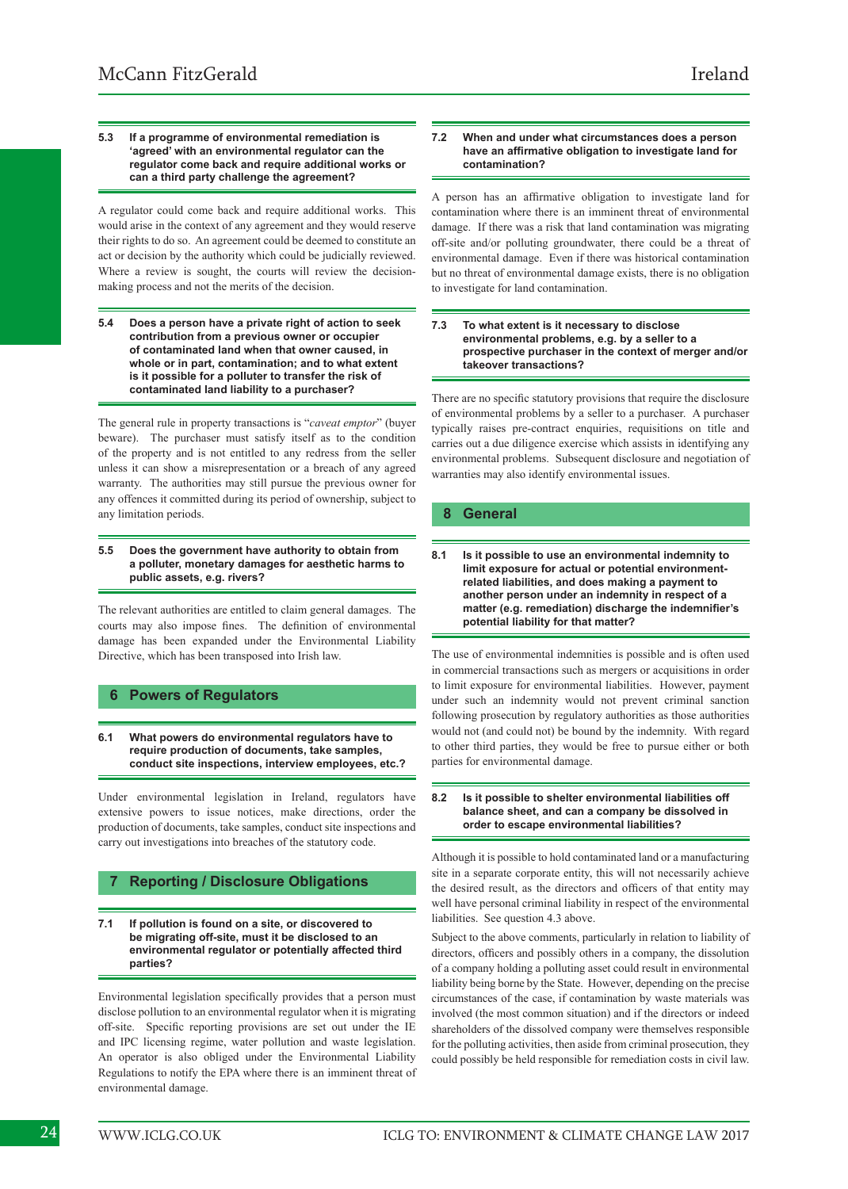### 5.3 If a programme of environmental remediation is 'agreed' with an environmental regulator can the regulator come back and require additional works or can a third party challenge the agreement?

A regulator could come back and require additional works. This would arise in the context of any agreement and they would reserve their rights to do so. An agreement could be deemed to constitute an act or decision by the authority which could be judicially reviewed. Where a review is sought, the courts will review the decision-making process and not the merits of the decision.

### 5.4 Does a person have a private right of action to seek contribution from a previous owner or occupier of contaminated land when that owner caused, in whole or in part, contamination; and to what extent is it possible for a polluter to transfer the risk of contaminated land liability to a purchaser?

The general rule in property transactions is "*caveat emptor*" (buyer beware). The purchaser must satisfy itself as to the condition of the property and is not entitled to any redress from the seller unless it can show a misrepresentation or a breach of any agreed warranty. The authorities may still pursue the previous owner for any offences it committed during its period of ownership, subject to any limitation periods.

### 5.5 Does the government have authority to obtain from a polluter, monetary damages for aesthetic harms to public assets, e.g. rivers?

The relevant authorities are entitled to claim general damages. The courts may also impose fines. The definition of environmental damage has been expanded under the Environmental Liability Directive, which has been transposed into Irish law.

## 6 Powers of Regulators

### 6.1 What powers do environmental regulators have to require production of documents, take samples, conduct site inspections, interview employees, etc.?

Under environmental legislation in Ireland, regulators have extensive powers to issue notices, make directions, order the production of documents, take samples, conduct site inspections and carry out investigations into breaches of the statutory code.

## 7 Reporting / Disclosure Obligations

### 7.1 If pollution is found on a site, or discovered to be migrating off-site, must it be disclosed to an environmental regulator or potentially affected third parties?

Environmental legislation specifically provides that a person must disclose pollution to an environmental regulator when it is migrating off-site. Specific reporting provisions are set out under the IE and IPC licensing regime, water pollution and waste legislation. An operator is also obliged under the Environmental Liability Regulations to notify the EPA where there is an imminent threat of environmental damage.

### 7.2 When and under what circumstances does a person have an affirmative obligation to investigate land for contamination?

A person has an affirmative obligation to investigate land for contamination where there is an imminent threat of environmental damage. If there was a risk that land contamination was migrating off-site and/or polluting groundwater, there could be a threat of environmental damage. Even if there was historical contamination but no threat of environmental damage exists, there is no obligation to investigate for land contamination.

### 7.3 To what extent is it necessary to disclose environmental problems, e.g. by a seller to a prospective purchaser in the context of merger and/or takeover transactions?

There are no specific statutory provisions that require the disclosure of environmental problems by a seller to a purchaser. A purchaser typically raises pre-contract enquiries, requisitions on title and carries out a due diligence exercise which assists in identifying any environmental problems. Subsequent disclosure and negotiation of warranties may also identify environmental issues.

## 8 General

### 8.1 Is it possible to use an environmental indemnity to limit exposure for actual or potential environment-related liabilities, and does making a payment to another person under an indemnity in respect of a matter (e.g. remediation) discharge the indemnifier's potential liability for that matter?

The use of environmental indemnities is possible and is often used in commercial transactions such as mergers or acquisitions in order to limit exposure for environmental liabilities. However, payment under such an indemnity would not prevent criminal sanction following prosecution by regulatory authorities as those authorities would not (and could not) be bound by the indemnity. With regard to other third parties, they would be free to pursue either or both parties for environmental damage.

### 8.2 Is it possible to shelter environmental liabilities off balance sheet, and can a company be dissolved in order to escape environmental liabilities?

Although it is possible to hold contaminated land or a manufacturing site in a separate corporate entity, this will not necessarily achieve the desired result, as the directors and officers of that entity may well have personal criminal liability in respect of the environmental liabilities. See question 4.3 above.

Subject to the above comments, particularly in relation to liability of directors, officers and possibly others in a company, the dissolution of a company holding a polluting asset could result in environmental liability being borne by the State. However, depending on the precise circumstances of the case, if contamination by waste materials was involved (the most common situation) and if the directors or indeed shareholders of the dissolved company were themselves responsible for the polluting activities, then aside from criminal prosecution, they could possibly be held responsible for remediation costs in civil law.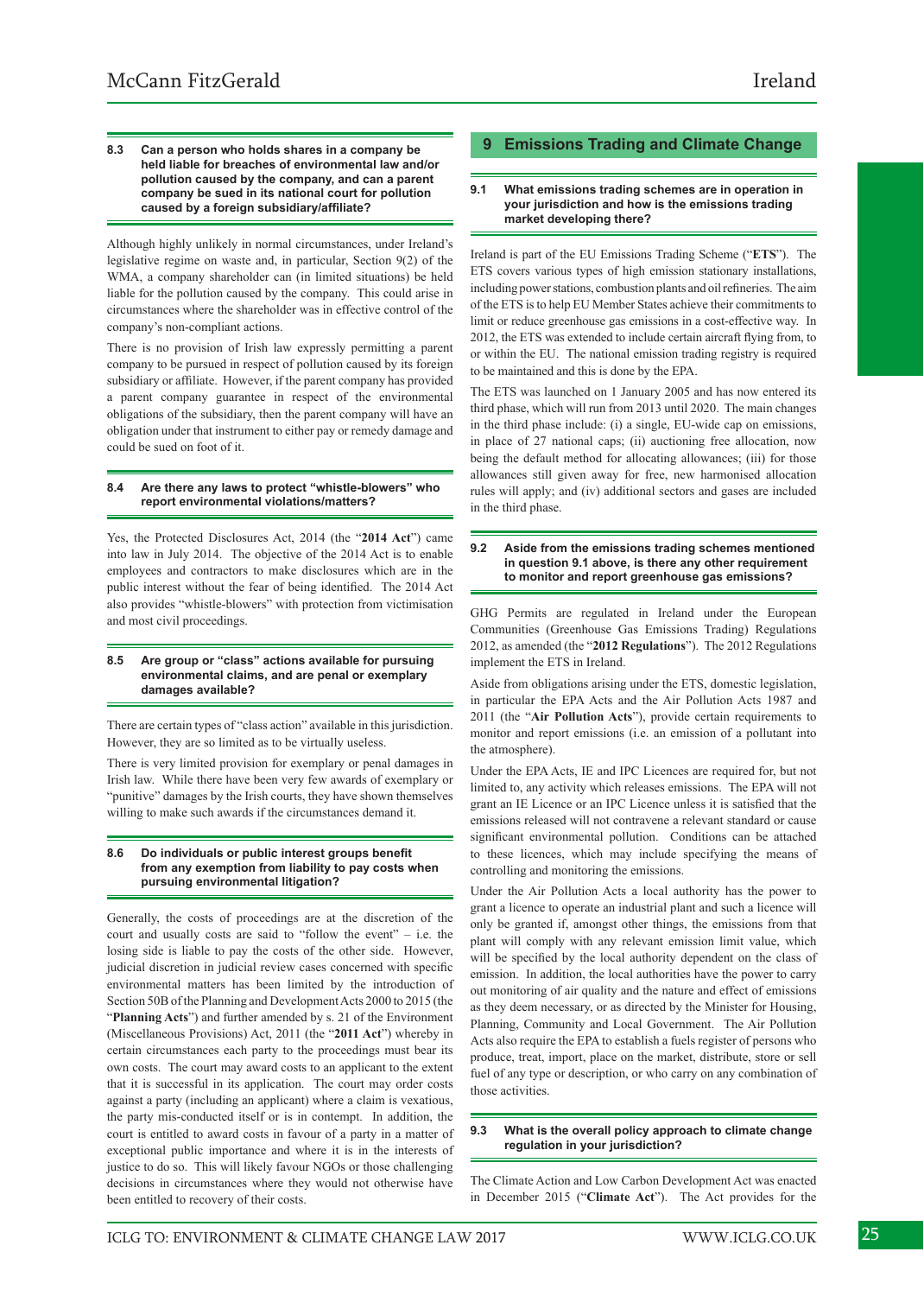### 8.3 Can a person who holds shares in a company be held liable for breaches of environmental law and/or pollution caused by the company, and can a parent company be sued in its national court for pollution caused by a foreign subsidiary/affiliate?

Although highly unlikely in normal circumstances, under Ireland's legislative regime on waste and, in particular, Section 9(2) of the WMA, a company shareholder can (in limited situations) be held liable for the pollution caused by the company. This could arise in circumstances where the shareholder was in effective control of the company's non-compliant actions.

There is no provision of Irish law expressly permitting a parent company to be pursued in respect of pollution caused by its foreign subsidiary or affiliate. However, if the parent company has provided a parent company guarantee in respect of the environmental obligations of the subsidiary, then the parent company will have an obligation under that instrument to either pay or remedy damage and could be sued on foot of it.

### 8.4 Are there any laws to protect "whistle-blowers" who report environmental violations/matters?

Yes, the Protected Disclosures Act, 2014 (the "**2014 Act**") came into law in July 2014. The objective of the 2014 Act is to enable employees and contractors to make disclosures which are in the public interest without the fear of being identified. The 2014 Act also provides "whistle-blowers" with protection from victimisation and most civil proceedings.

### 8.5 Are group or "class" actions available for pursuing environmental claims, and are penal or exemplary damages available?

There are certain types of "class action" available in this jurisdiction. However, they are so limited as to be virtually useless.

There is very limited provision for exemplary or penal damages in Irish law. While there have been very few awards of exemplary or "punitive" damages by the Irish courts, they have shown themselves willing to make such awards if the circumstances demand it.

### 8.6 Do individuals or public interest groups benefit from any exemption from liability to pay costs when pursuing environmental litigation?

Generally, the costs of proceedings are at the discretion of the court and usually costs are said to "follow the event" – i.e. the losing side is liable to pay the costs of the other side. However, judicial discretion in judicial review cases concerned with specific environmental matters has been limited by the introduction of Section 50B of the Planning and Development Acts 2000 to 2015 (the "**Planning Acts**") and further amended by s. 21 of the Environment (Miscellaneous Provisions) Act, 2011 (the "**2011 Act**") whereby in certain circumstances each party to the proceedings must bear its own costs. The court may award costs to an applicant to the extent that it is successful in its application. The court may order costs against a party (including an applicant) where a claim is vexatious, the party mis-conducted itself or is in contempt. In addition, the court is entitled to award costs in favour of a party in a matter of exceptional public importance and where it is in the interests of justice to do so. This will likely favour NGOs or those challenging decisions in circumstances where they would not otherwise have been entitled to recovery of their costs.

## 9 Emissions Trading and Climate Change

### 9.1 What emissions trading schemes are in operation in your jurisdiction and how is the emissions trading market developing there?

Ireland is part of the EU Emissions Trading Scheme ("**ETS**"). The ETS covers various types of high emission stationary installations, including power stations, combustion plants and oil refineries. The aim of the ETS is to help EU Member States achieve their commitments to limit or reduce greenhouse gas emissions in a cost-effective way. In 2012, the ETS was extended to include certain aircraft flying from, to or within the EU. The national emission trading registry is required to be maintained and this is done by the EPA.

The ETS was launched on 1 January 2005 and has now entered its third phase, which will run from 2013 until 2020. The main changes in the third phase include: (i) a single, EU-wide cap on emissions, in place of 27 national caps; (ii) auctioning free allocation, now being the default method for allocating allowances; (iii) for those allowances still given away for free, new harmonised allocation rules will apply; and (iv) additional sectors and gases are included in the third phase.

### 9.2 Aside from the emissions trading schemes mentioned in question 9.1 above, is there any other requirement to monitor and report greenhouse gas emissions?

GHG Permits are regulated in Ireland under the European Communities (Greenhouse Gas Emissions Trading) Regulations 2012, as amended (the "**2012 Regulations**"). The 2012 Regulations implement the ETS in Ireland.

Aside from obligations arising under the ETS, domestic legislation, in particular the EPA Acts and the Air Pollution Acts 1987 and 2011 (the "**Air Pollution Acts**"), provide certain requirements to monitor and report emissions (i.e. an emission of a pollutant into the atmosphere).

Under the EPA Acts, IE and IPC Licences are required for, but not limited to, any activity which releases emissions. The EPA will not grant an IE Licence or an IPC Licence unless it is satisfied that the emissions released will not contravene a relevant standard or cause significant environmental pollution. Conditions can be attached to these licences, which may include specifying the means of controlling and monitoring the emissions.

Under the Air Pollution Acts a local authority has the power to grant a licence to operate an industrial plant and such a licence will only be granted if, amongst other things, the emissions from that plant will comply with any relevant emission limit value, which will be specified by the local authority dependent on the class of emission. In addition, the local authorities have the power to carry out monitoring of air quality and the nature and effect of emissions as they deem necessary, or as directed by the Minister for Housing, Planning, Community and Local Government. The Air Pollution Acts also require the EPA to establish a fuels register of persons who produce, treat, import, place on the market, distribute, store or sell fuel of any type or description, or who carry on any combination of those activities.

### 9.3 What is the overall policy approach to climate change regulation in your jurisdiction?

The Climate Action and Low Carbon Development Act was enacted in December 2015 ("**Climate Act**"). The Act provides for the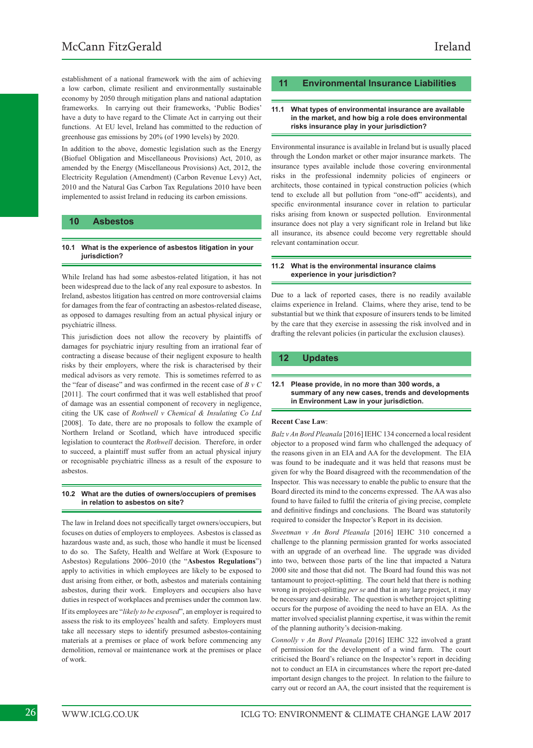establishment of a national framework with the aim of achieving a low carbon, climate resilient and environmentally sustainable economy by 2050 through mitigation plans and national adaptation frameworks. In carrying out their frameworks, 'Public Bodies' have a duty to have regard to the Climate Act in carrying out their functions. At EU level, Ireland has committed to the reduction of greenhouse gas emissions by 20% (of 1990 levels) by 2020.

In addition to the above, domestic legislation such as the Energy (Biofuel Obligation and Miscellaneous Provisions) Act, 2010, as amended by the Energy (Miscellaneous Provisions) Act, 2012, the Electricity Regulation (Amendment) (Carbon Revenue Levy) Act, 2010 and the Natural Gas Carbon Tax Regulations 2010 have been implemented to assist Ireland in reducing its carbon emissions.

## 10 Asbestos

### 10.1 What is the experience of asbestos litigation in your jurisdiction?

While Ireland has had some asbestos-related litigation, it has not been widespread due to the lack of any real exposure to asbestos. In Ireland, asbestos litigation has centred on more controversial claims for damages from the fear of contracting an asbestos-related disease, as opposed to damages resulting from an actual physical injury or psychiatric illness.

This jurisdiction does not allow the recovery by plaintiffs of damages for psychiatric injury resulting from an irrational fear of contracting a disease because of their negligent exposure to health risks by their employers, where the risk is characterised by their medical advisors as very remote. This is sometimes referred to as the "fear of disease" and was confirmed in the recent case of *B v C* [2011]. The court confirmed that it was well established that proof of damage was an essential component of recovery in negligence, citing the UK case of *Rothwell v Chemical & Insulating Co Ltd* [2008]. To date, there are no proposals to follow the example of Northern Ireland or Scotland, which have introduced specific legislation to counteract the *Rothwell* decision. Therefore, in order to succeed, a plaintiff must suffer from an actual physical injury or recognisable psychiatric illness as a result of the exposure to asbestos.

### 10.2 What are the duties of owners/occupiers of premises in relation to asbestos on site?

The law in Ireland does not specifically target owners/occupiers, but focuses on duties of employers to employees. Asbestos is classed as hazardous waste and, as such, those who handle it must be licensed to do so. The Safety, Health and Welfare at Work (Exposure to Asbestos) Regulations 2006–2010 (the "**Asbestos Regulations**") apply to activities in which employees are likely to be exposed to dust arising from either, or both, asbestos and materials containing asbestos, during their work. Employers and occupiers also have duties in respect of workplaces and premises under the common law.

If its employees are "*likely to be exposed*", an employer is required to assess the risk to its employees' health and safety. Employers must take all necessary steps to identify presumed asbestos-containing materials at a premises or place of work before commencing any demolition, removal or maintenance work at the premises or place of work.

## 11 Environmental Insurance Liabilities

### 11.1 What types of environmental insurance are available in the market, and how big a role does environmental risks insurance play in your jurisdiction?

Environmental insurance is available in Ireland but is usually placed through the London market or other major insurance markets. The insurance types available include those covering environmental risks in the professional indemnity policies of engineers or architects, those contained in typical construction policies (which tend to exclude all but pollution from "one-off" accidents), and specific environmental insurance cover in relation to particular risks arising from known or suspected pollution. Environmental insurance does not play a very significant role in Ireland but like all insurance, its absence could become very regrettable should relevant contamination occur.

### 11.2 What is the environmental insurance claims experience in your jurisdiction?

Due to a lack of reported cases, there is no readily available claims experience in Ireland. Claims, where they arise, tend to be substantial but we think that exposure of insurers tends to be limited by the care that they exercise in assessing the risk involved and in drafting the relevant policies (in particular the exclusion clauses).

## 12 Updates

### 12.1 Please provide, in no more than 300 words, a summary of any new cases, trends and developments in Environment Law in your jurisdiction.

**Recent Case Law**:

*Balz v An Bord Pleanala* [2016] IEHC 134 concerned a local resident objector to a proposed wind farm who challenged the adequacy of the reasons given in an EIA and AA for the development. The EIA was found to be inadequate and it was held that reasons must be given for why the Board disagreed with the recommendation of the Inspector. This was necessary to enable the public to ensure that the Board directed its mind to the concerns expressed. The AA was also found to have failed to fulfil the criteria of giving precise, complete and definitive findings and conclusions. The Board was statutorily required to consider the Inspector's Report in its decision.

*Sweetman v An Bord Pleanala* [2016] IEHC 310 concerned a challenge to the planning permission granted for works associated with an upgrade of an overhead line. The upgrade was divided into two, between those parts of the line that impacted a Natura 2000 site and those that did not. The Board had found this was not tantamount to project-splitting. The court held that there is nothing wrong in project-splitting *per se* and that in any large project, it may be necessary and desirable. The question is whether project splitting occurs for the purpose of avoiding the need to have an EIA. As the matter involved specialist planning expertise, it was within the remit of the planning authority's decision-making.

*Connolly v An Bord Pleanala* [2016] IEHC 322 involved a grant of permission for the development of a wind farm. The court criticised the Board's reliance on the Inspector's report in deciding not to conduct an EIA in circumstances where the report pre-dated important design changes to the project. In relation to the failure to carry out or record an AA, the court insisted that the requirement is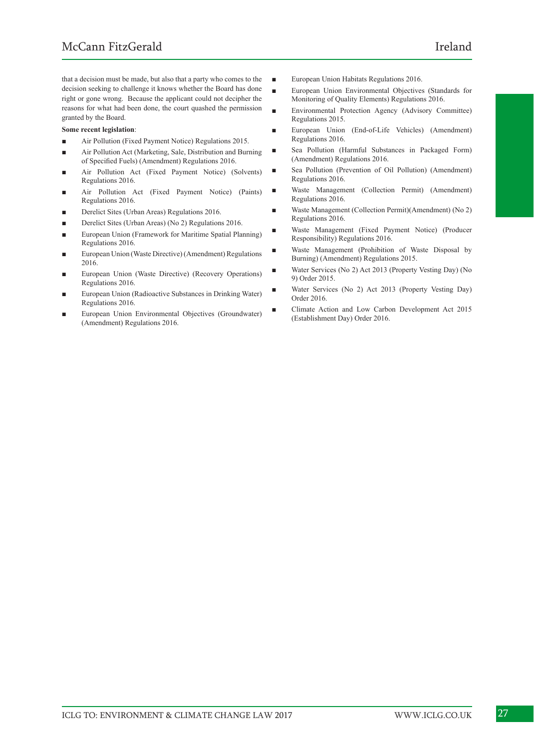that a decision must be made, but also that a party who comes to the decision seeking to challenge it knows whether the Board has done right or gone wrong. Because the applicant could not decipher the reasons for what had been done, the court quashed the permission granted by the Board.

**Some recent legislation**:

- Air Pollution (Fixed Payment Notice) Regulations 2015.
- Air Pollution Act (Marketing, Sale, Distribution and Burning of Specified Fuels) (Amendment) Regulations 2016.
- Air Pollution Act (Fixed Payment Notice) (Solvents) Regulations 2016.
- Air Pollution Act (Fixed Payment Notice) (Paints) Regulations 2016.
- Derelict Sites (Urban Areas) Regulations 2016.
- Derelict Sites (Urban Areas) (No 2) Regulations 2016.
- European Union (Framework for Maritime Spatial Planning) Regulations 2016.
- European Union (Waste Directive) (Amendment) Regulations 2016.
- European Union (Waste Directive) (Recovery Operations) Regulations 2016.
- European Union (Radioactive Substances in Drinking Water) Regulations 2016.
- European Union Environmental Objectives (Groundwater) (Amendment) Regulations 2016.
- European Union Habitats Regulations 2016.
- European Union Environmental Objectives (Standards for Monitoring of Quality Elements) Regulations 2016.
- Environmental Protection Agency (Advisory Committee) Regulations 2015.
- European Union (End-of-Life Vehicles) (Amendment) Regulations 2016.
- Sea Pollution (Harmful Substances in Packaged Form) (Amendment) Regulations 2016.
- Sea Pollution (Prevention of Oil Pollution) (Amendment) Regulations 2016.
- Waste Management (Collection Permit) (Amendment) Regulations 2016.
- Waste Management (Collection Permit)(Amendment) (No 2) Regulations 2016.
- Waste Management (Fixed Payment Notice) (Producer Responsibility) Regulations 2016.
- Waste Management (Prohibition of Waste Disposal by Burning) (Amendment) Regulations 2015.
- Water Services (No 2) Act 2013 (Property Vesting Day) (No 9) Order 2015.
- Water Services (No 2) Act 2013 (Property Vesting Day) Order 2016.
- Climate Action and Low Carbon Development Act 2015 (Establishment Day) Order 2016.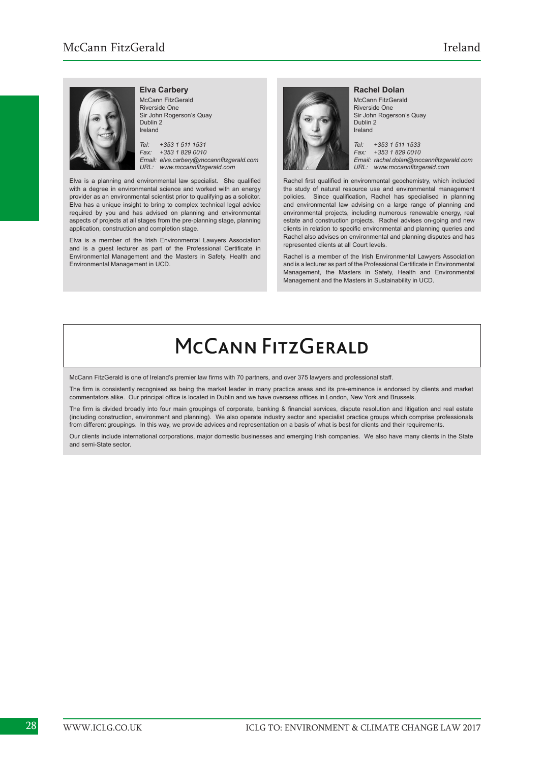**Elva Carbery**

McCann FitzGerald
Riverside One
Sir John Rogerson's Quay
Dublin 2
Ireland

*Tel: +353 1 511 1531*
*Fax: +353 1 829 0010*
*Email: elva.carbery@mccannfitzgerald.com*
*URL: www.mccannfitzgerald.com*

Elva is a planning and environmental law specialist. She qualified with a degree in environmental science and worked with an energy provider as an environmental scientist prior to qualifying as a solicitor. Elva has a unique insight to bring to complex technical legal advice required by you and has advised on planning and environmental aspects of projects at all stages from the pre-planning stage, planning application, construction and completion stage.

Elva is a member of the Irish Environmental Lawyers Association and is a guest lecturer as part of the Professional Certificate in Environmental Management and the Masters in Safety, Health and Environmental Management in UCD.

**Rachel Dolan**

McCann FitzGerald
Riverside One
Sir John Rogerson's Quay
Dublin 2
Ireland

*Tel: +353 1 511 1533*
*Fax: +353 1 829 0010*
*Email: rachel.dolan@mccannfitzgerald.com*
*URL: www.mccannfitzgerald.com*

Rachel first qualified in environmental geochemistry, which included the study of natural resource use and environmental management policies. Since qualification, Rachel has specialised in planning and environmental law advising on a large range of planning and environmental projects, including numerous renewable energy, real estate and construction projects. Rachel advises on-going and new clients in relation to specific environmental and planning queries and Rachel also advises on environmental and planning disputes and has represented clients at all Court levels.

Rachel is a member of the Irish Environmental Lawyers Association and is a lecturer as part of the Professional Certificate in Environmental Management, the Masters in Safety, Health and Environmental Management and the Masters in Sustainability in UCD.

# McCann FitzGerald

McCann FitzGerald is one of Ireland's premier law firms with 70 partners, and over 375 lawyers and professional staff.

The firm is consistently recognised as being the market leader in many practice areas and its pre-eminence is endorsed by clients and market commentators alike. Our principal office is located in Dublin and we have overseas offices in London, New York and Brussels.

The firm is divided broadly into four main groupings of corporate, banking & financial services, dispute resolution and litigation and real estate (including construction, environment and planning). We also operate industry sector and specialist practice groups which comprise professionals from different groupings. In this way, we provide advices and representation on a basis of what is best for clients and their requirements.

Our clients include international corporations, major domestic businesses and emerging Irish companies. We also have many clients in the State and semi-State sector.